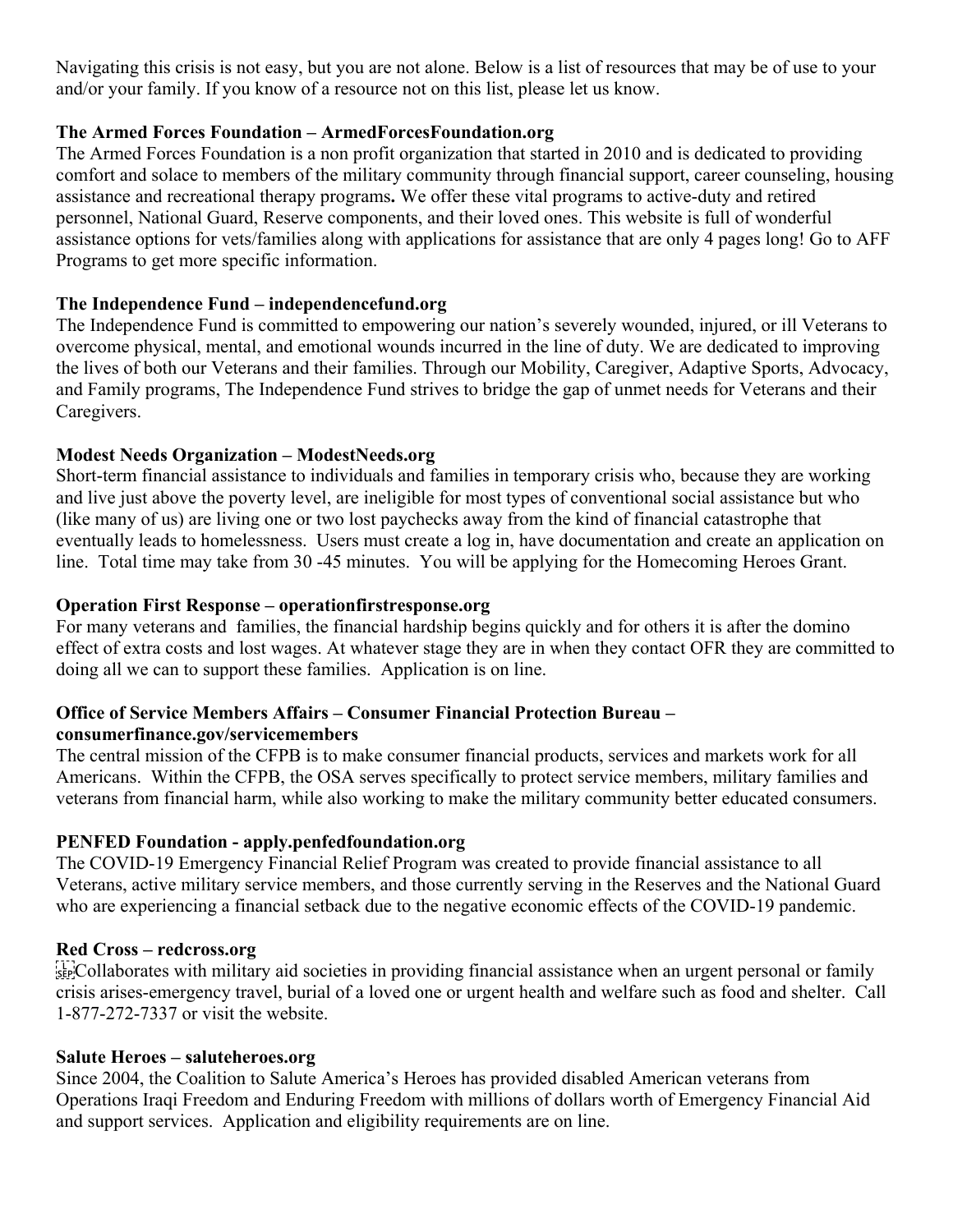Navigating this crisis is not easy, but you are not alone. Below is a list of resources that may be of use to your and/or your family. If you know of a resource not on this list, please let us know.

**The Armed Forces Foundation – ArmedForcesFoundation.org**

The Armed Forces Foundation is a non profit organization that started in 2010 and is dedicated to providing comfort and solace to members of the military community through financial support, career counseling, housing assistance and recreational therapy programs**.** We offer these vital programs to active-duty and retired personnel, National Guard, Reserve components, and their loved ones. This website is full of wonderful assistance options for vets/families along with applications for assistance that are only 4 pages long! Go to AFF Programs to get more specific information.

**The Independence Fund – independencefund.org**

The Independence Fund is committed to empowering our nation's severely wounded, injured, or ill Veterans to overcome physical, mental, and emotional wounds incurred in the line of duty. We are dedicated to improving the lives of both our Veterans and their families. Through our Mobility, Caregiver, Adaptive Sports, Advocacy, and Family programs, The Independence Fund strives to bridge the gap of unmet needs for Veterans and their Caregivers.

**Modest Needs Organization – ModestNeeds.org**

Short-term financial assistance to individuals and families in temporary crisis who, because they are working and live just above the poverty level, are ineligible for most types of conventional social assistance but who (like many of us) are living one or two lost paychecks away from the kind of financial catastrophe that eventually leads to homelessness. Users must create a log in, have documentation and create an application on line. Total time may take from 30 -45 minutes. You will be applying for the Homecoming Heroes Grant.

**Operation First Response – operationfirstresponse.org**

For many veterans and families, the financial hardship begins quickly and for others it is after the domino effect of extra costs and lost wages. At whatever stage they are in when they contact OFR they are committed to doing all we can to support these families. Application is on line.

**Office of Service Members Affairs – Consumer Financial Protection Bureau – consumerfinance.gov/servicemembers**

The central mission of the CFPB is to make consumer financial products, services and markets work for all Americans. Within the CFPB, the OSA serves specifically to protect service members, military families and veterans from financial harm, while also working to make the military community better educated consumers.

**PENFED Foundation - apply.penfedfoundation.org**

The COVID-19 Emergency Financial Relief Program was created to provide financial assistance to all Veterans, active military service members, and those currently serving in the Reserves and the National Guard who are experiencing a financial setback due to the negative economic effects of the COVID-19 pandemic.

**Red Cross – redcross.org**

Collaborates with military aid societies in providing financial assistance when an urgent personal or family crisis arises-emergency travel, burial of a loved one or urgent health and welfare such as food and shelter. Call 1-877-272-7337 or visit the website.

**Salute Heroes – saluteheroes.org**

Since 2004, the Coalition to Salute America's Heroes has provided disabled American veterans from Operations Iraqi Freedom and Enduring Freedom with millions of dollars worth of Emergency Financial Aid and support services. Application and eligibility requirements are on line.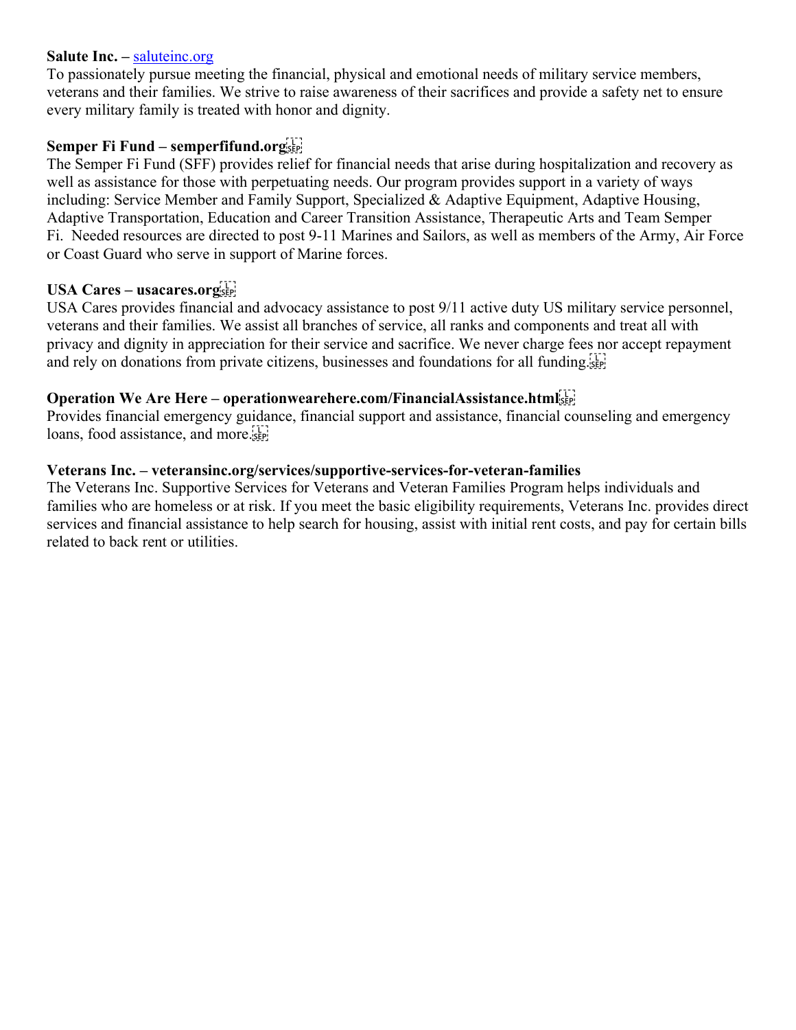**Salute Inc. –** saluteinc.org

To passionately pursue meeting the financial, physical and emotional needs of military service members, veterans and their families. We strive to raise awareness of their sacrifices and provide a safety net to ensure every military family is treated with honor and dignity.

**Semper Fi Fund – semperfifund.org**

The Semper Fi Fund (SFF) provides relief for financial needs that arise during hospitalization and recovery as well as assistance for those with perpetuating needs. Our program provides support in a variety of ways including: Service Member and Family Support, Specialized & Adaptive Equipment, Adaptive Housing, Adaptive Transportation, Education and Career Transition Assistance, Therapeutic Arts and Team Semper Fi. Needed resources are directed to post 9-11 Marines and Sailors, as well as members of the Army, Air Force or Coast Guard who serve in support of Marine forces.

**USA Cares – usacares.org**

USA Cares provides financial and advocacy assistance to post 9/11 active duty US military service personnel, veterans and their families. We assist all branches of service, all ranks and components and treat all with privacy and dignity in appreciation for their service and sacrifice. We never charge fees nor accept repayment and rely on donations from private citizens, businesses and foundations for all funding.

**Operation We Are Here – operationwearehere.com/FinancialAssistance.html**

Provides financial emergency guidance, financial support and assistance, financial counseling and emergency loans, food assistance, and more.

**Veterans Inc. – veteransinc.org/services/supportive-services-for-veteran-families**

The Veterans Inc. Supportive Services for Veterans and Veteran Families Program helps individuals and families who are homeless or at risk. If you meet the basic eligibility requirements, Veterans Inc. provides direct services and financial assistance to help search for housing, assist with initial rent costs, and pay for certain bills related to back rent or utilities.